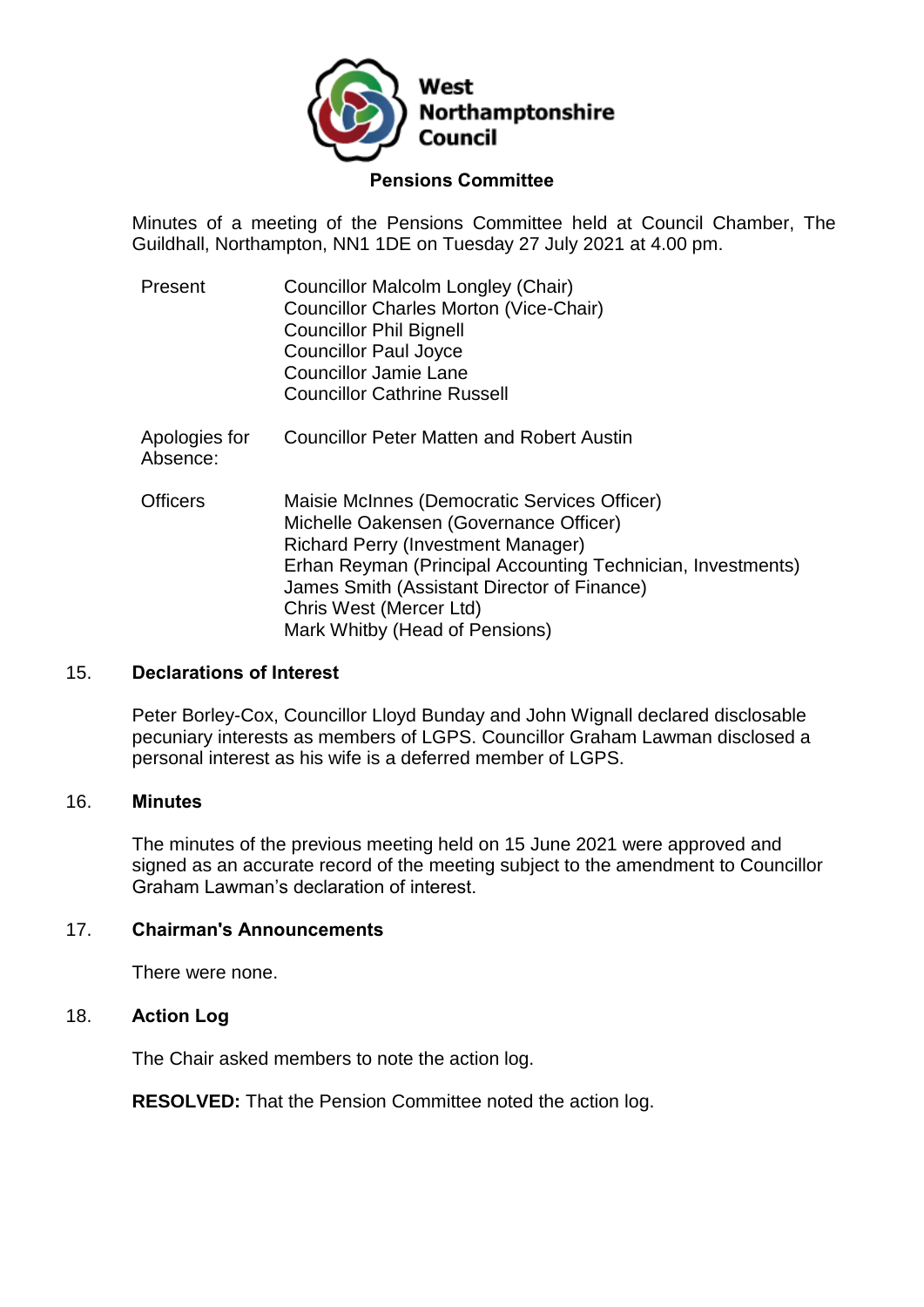West Northamptonshire Council

## Pensions Committee

Minutes of a meeting of the Pensions Committee held at Council Chamber, The Guildhall, Northampton, NN1 1DE on Tuesday 27 July 2021 at 4.00 pm.

| | |
|---|---|
| Present | Councillor Malcolm Longley (Chair)<br>Councillor Charles Morton (Vice-Chair)<br>Councillor Phil Bignell<br>Councillor Paul Joyce<br>Councillor Jamie Lane<br>Councillor Cathrine Russell |
| Apologies for Absence: | Councillor Peter Matten and Robert Austin |
| Officers | Maisie McInnes (Democratic Services Officer)<br>Michelle Oakensen (Governance Officer)<br>Richard Perry (Investment Manager)<br>Erhan Reyman (Principal Accounting Technician, Investments)<br>James Smith (Assistant Director of Finance)<br>Chris West (Mercer Ltd)<br>Mark Whitby (Head of Pensions) |

### 15. Declarations of Interest

Peter Borley-Cox, Councillor Lloyd Bunday and John Wignall declared disclosable pecuniary interests as members of LGPS. Councillor Graham Lawman disclosed a personal interest as his wife is a deferred member of LGPS.

### 16. Minutes

The minutes of the previous meeting held on 15 June 2021 were approved and signed as an accurate record of the meeting subject to the amendment to Councillor Graham Lawman's declaration of interest.

### 17. Chairman's Announcements

There were none.

### 18. Action Log

The Chair asked members to note the action log.

**RESOLVED:** That the Pension Committee noted the action log.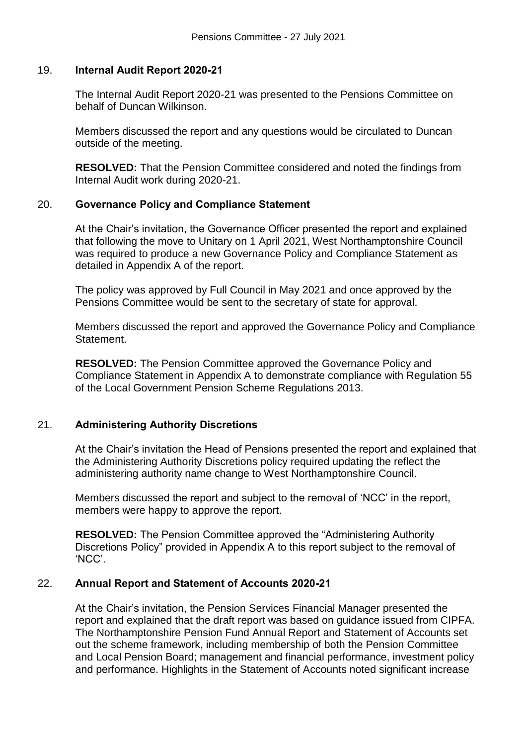## 19. **Internal Audit Report 2020-21**

The Internal Audit Report 2020-21 was presented to the Pensions Committee on behalf of Duncan Wilkinson.

Members discussed the report and any questions would be circulated to Duncan outside of the meeting.

**RESOLVED:** That the Pension Committee considered and noted the findings from Internal Audit work during 2020-21.

## 20. **Governance Policy and Compliance Statement**

At the Chair's invitation, the Governance Officer presented the report and explained that following the move to Unitary on 1 April 2021, West Northamptonshire Council was required to produce a new Governance Policy and Compliance Statement as detailed in Appendix A of the report.

The policy was approved by Full Council in May 2021 and once approved by the Pensions Committee would be sent to the secretary of state for approval.

Members discussed the report and approved the Governance Policy and Compliance Statement.

**RESOLVED:** The Pension Committee approved the Governance Policy and Compliance Statement in Appendix A to demonstrate compliance with Regulation 55 of the Local Government Pension Scheme Regulations 2013.

## 21. **Administering Authority Discretions**

At the Chair's invitation the Head of Pensions presented the report and explained that the Administering Authority Discretions policy required updating the reflect the administering authority name change to West Northamptonshire Council.

Members discussed the report and subject to the removal of 'NCC' in the report, members were happy to approve the report.

**RESOLVED:** The Pension Committee approved the "Administering Authority Discretions Policy" provided in Appendix A to this report subject to the removal of 'NCC'.

## 22. **Annual Report and Statement of Accounts 2020-21**

At the Chair's invitation, the Pension Services Financial Manager presented the report and explained that the draft report was based on guidance issued from CIPFA. The Northamptonshire Pension Fund Annual Report and Statement of Accounts set out the scheme framework, including membership of both the Pension Committee and Local Pension Board; management and financial performance, investment policy and performance. Highlights in the Statement of Accounts noted significant increase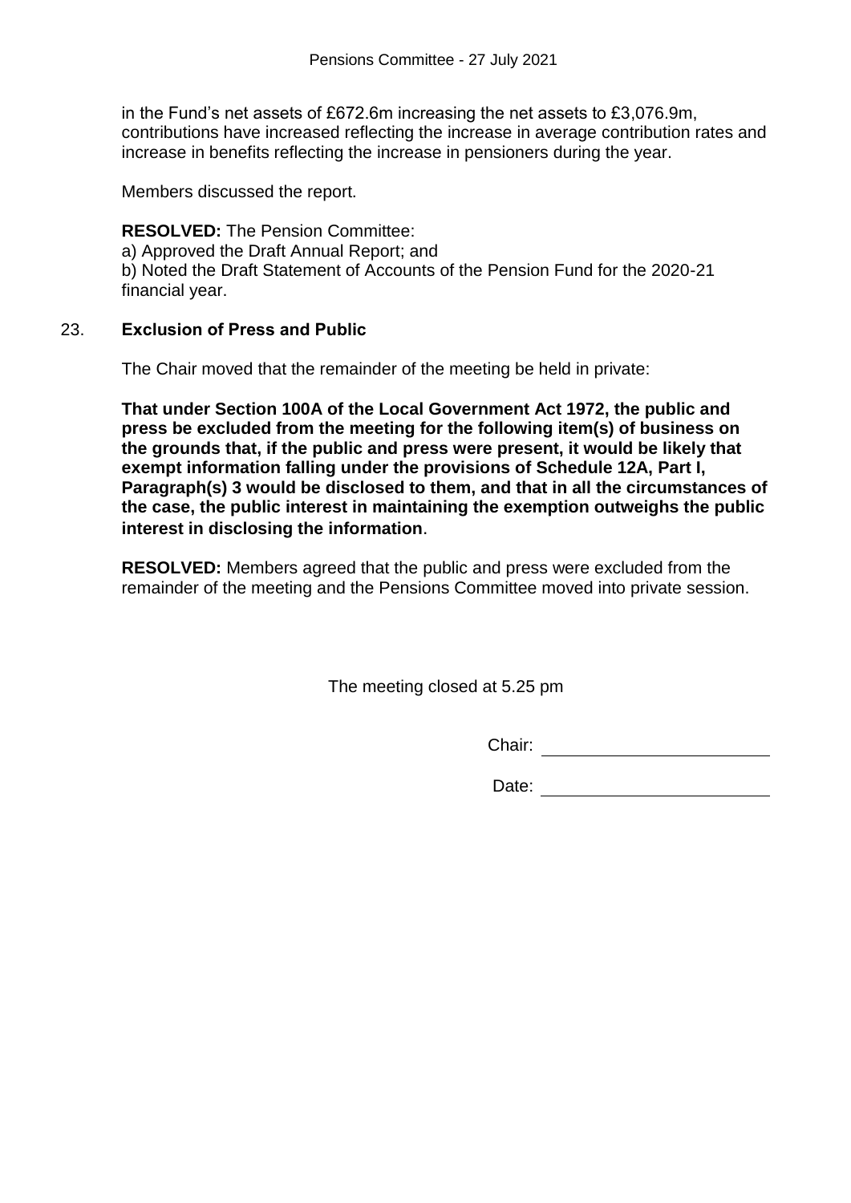in the Fund's net assets of £672.6m increasing the net assets to £3,076.9m, contributions have increased reflecting the increase in average contribution rates and increase in benefits reflecting the increase in pensioners during the year.

Members discussed the report.

**RESOLVED:** The Pension Committee:
a) Approved the Draft Annual Report; and
b) Noted the Draft Statement of Accounts of the Pension Fund for the 2020-21 financial year.

## 23. Exclusion of Press and Public

The Chair moved that the remainder of the meeting be held in private:

**That under Section 100A of the Local Government Act 1972, the public and press be excluded from the meeting for the following item(s) of business on the grounds that, if the public and press were present, it would be likely that exempt information falling under the provisions of Schedule 12A, Part I, Paragraph(s) 3 would be disclosed to them, and that in all the circumstances of the case, the public interest in maintaining the exemption outweighs the public interest in disclosing the information**.

**RESOLVED:** Members agreed that the public and press were excluded from the remainder of the meeting and the Pensions Committee moved into private session.

The meeting closed at 5.25 pm

Chair: \_\_\_\_\_\_\_\_\_\_\_\_\_\_\_\_\_\_\_\_

Date: \_\_\_\_\_\_\_\_\_\_\_\_\_\_\_\_\_\_\_\_